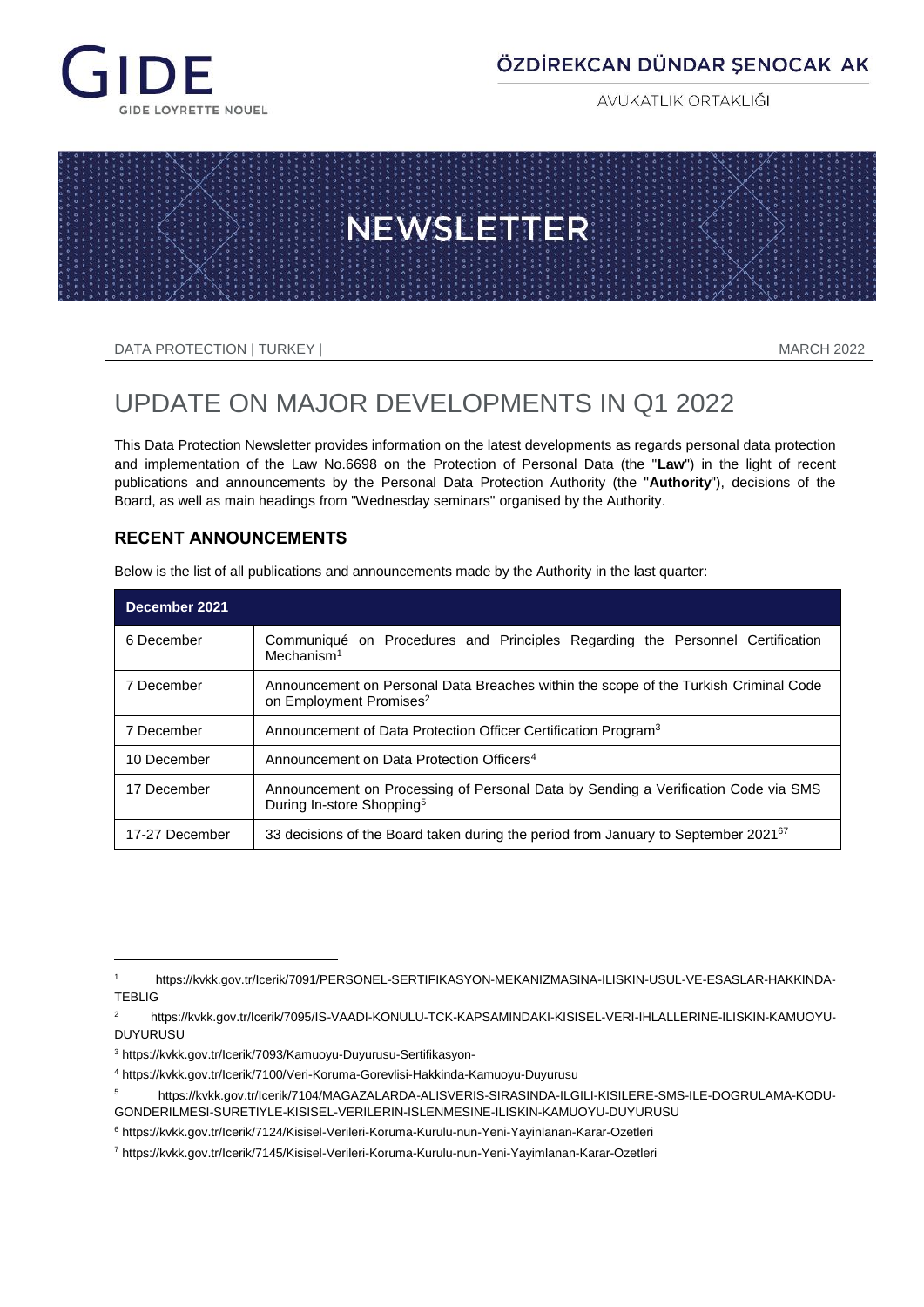GIDE
GIDE LOYRETTE NOUEL

ÖZDİREKCAN DÜNDAR ŞENOCAK AK
AVUKATLIK ORTAKLIĞI

NEWSLETTER

DATA PROTECTION | TURKEY | MARCH 2022

# UPDATE ON MAJOR DEVELOPMENTS IN Q1 2022

This Data Protection Newsletter provides information on the latest developments as regards personal data protection and implementation of the Law No.6698 on the Protection of Personal Data (the "**Law**") in the light of recent publications and announcements by the Personal Data Protection Authority (the "**Authority**"), decisions of the Board, as well as main headings from "Wednesday seminars" organised by the Authority.

## RECENT ANNOUNCEMENTS

Below is the list of all publications and announcements made by the Authority in the last quarter:

| December 2021 | |
|---|---|
| 6 December | Communiqué on Procedures and Principles Regarding the Personnel Certification Mechanism[1] |
| 7 December | Announcement on Personal Data Breaches within the scope of the Turkish Criminal Code on Employment Promises[2] |
| 7 December | Announcement of Data Protection Officer Certification Program[3] |
| 10 December | Announcement on Data Protection Officers[4] |
| 17 December | Announcement on Processing of Personal Data by Sending a Verification Code via SMS During In-store Shopping[5] |
| 17-27 December | 33 decisions of the Board taken during the period from January to September 2021[6][7] |

[1] https://kvkk.gov.tr/Icerik/7091/PERSONEL-SERTIFIKASYON-MEKANIZMASINA-ILISKIN-USUL-VE-ESASLAR-HAKKINDA-TEBLIG

[2] https://kvkk.gov.tr/Icerik/7095/IS-VAADI-KONULU-TCK-KAPSAMINDAKI-KISISEL-VERI-IHLALLERINE-ILISKIN-KAMUOYU-DUYURUSU

[3] https://kvkk.gov.tr/Icerik/7093/Kamuoyu-Duyurusu-Sertifikasyon-

[4] https://kvkk.gov.tr/Icerik/7100/Veri-Koruma-Gorevlisi-Hakkinda-Kamuoyu-Duyurusu

[5] https://kvkk.gov.tr/Icerik/7104/MAGAZALARDA-ALISVERIS-SIRASINDA-ILGILI-KISILERE-SMS-ILE-DOGRULAMA-KODU-GONDERILMESI-SURETIYLE-KISISEL-VERILERIN-ISLENMESINE-ILISKIN-KAMUOYU-DUYURUSU

[6] https://kvkk.gov.tr/Icerik/7124/Kisisel-Verileri-Koruma-Kurulu-nun-Yeni-Yayinlanan-Karar-Ozetleri

[7] https://kvkk.gov.tr/Icerik/7145/Kisisel-Verileri-Koruma-Kurulu-nun-Yeni-Yayimlanan-Karar-Ozetleri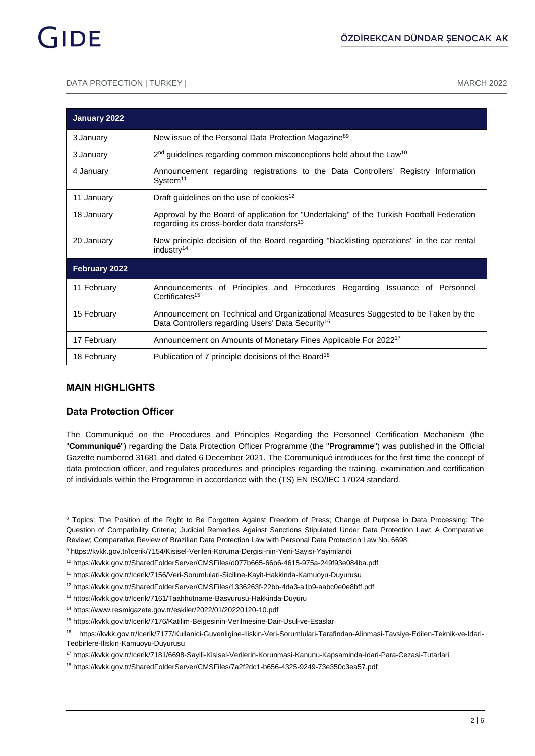| January 2022 | |
|---|---|
| 3 January | New issue of the Personal Data Protection Magazine[8][9] |
| 3 January | 2nd guidelines regarding common misconceptions held about the Law[10] |
| 4 January | Announcement regarding registrations to the Data Controllers' Registry Information System[11] |
| 11 January | Draft guidelines on the use of cookies[12] |
| 18 January | Approval by the Board of application for "Undertaking" of the Turkish Football Federation regarding its cross-border data transfers[13] |
| 20 January | New principle decision of the Board regarding "blacklisting operations" in the car rental industry[14] |
| **February 2022** | |
| 11 February | Announcements of Principles and Procedures Regarding Issuance of Personnel Certificates[15] |
| 15 February | Announcement on Technical and Organizational Measures Suggested to be Taken by the Data Controllers regarding Users' Data Security[16] |
| 17 February | Announcement on Amounts of Monetary Fines Applicable For 2022[17] |
| 18 February | Publication of 7 principle decisions of the Board[18] |

## MAIN HIGHLIGHTS

### Data Protection Officer

The Communiqué on the Procedures and Principles Regarding the Personnel Certification Mechanism (the "**Communiqué**") regarding the Data Protection Officer Programme (the "**Programme**") was published in the Official Gazette numbered 31681 and dated 6 December 2021. The Communiqué introduces for the first time the concept of data protection officer, and regulates procedures and principles regarding the training, examination and certification of individuals within the Programme in accordance with the (TS) EN ISO/IEC 17024 standard.

---

[8] Topics: The Position of the Right to Be Forgotten Against Freedom of Press; Change of Purpose in Data Processing: The Question of Compatibility Criteria; Judicial Remedies Against Sanctions Stipulated Under Data Protection Law: A Comparative Review; Comparative Review of Brazilian Data Protection Law with Personal Data Protection Law No. 6698.

[9] https://kvkk.gov.tr/Icerik/7154/Kisisel-Verileri-Koruma-Dergisi-nin-Yeni-Sayisi-Yayimlandi

[10] https://kvkk.gov.tr/SharedFolderServer/CMSFiles/d077b665-66b6-4615-975a-249f93e084ba.pdf

[11] https://kvkk.gov.tr/Icerik/7156/Veri-Sorumlulari-Siciline-Kayit-Hakkinda-Kamuoyu-Duyurusu

[12] https://kvkk.gov.tr/SharedFolderServer/CMSFiles/1336263f-22bb-4da3-a1b9-aabc0e0e8bff.pdf

[13] https://kvkk.gov.tr/Icerik/7161/Taahhutname-Basvurusu-Hakkinda-Duyuru

[14] https://www.resmigazete.gov.tr/eskiler/2022/01/20220120-10.pdf

[15] https://kvkk.gov.tr/Icerik/7176/Katilim-Belgesinin-Verilmesine-Dair-Usul-ve-Esaslar

[16] https://kvkk.gov.tr/Icerik/7177/Kullanici-Guvenligine-Iliskin-Veri-Sorumlulari-Tarafindan-Alinmasi-Tavsiye-Edilen-Teknik-ve-Idari-Tedbirlere-Iliskin-Kamuoyu-Duyurusu

[17] https://kvkk.gov.tr/Icerik/7181/6698-Sayili-Kisisel-Verilerin-Korunmasi-Kanunu-Kapsaminda-Idari-Para-Cezasi-Tutarlari

[18] https://kvkk.gov.tr/SharedFolderServer/CMSFiles/7a2f2dc1-b656-4325-9249-73e350c3ea57.pdf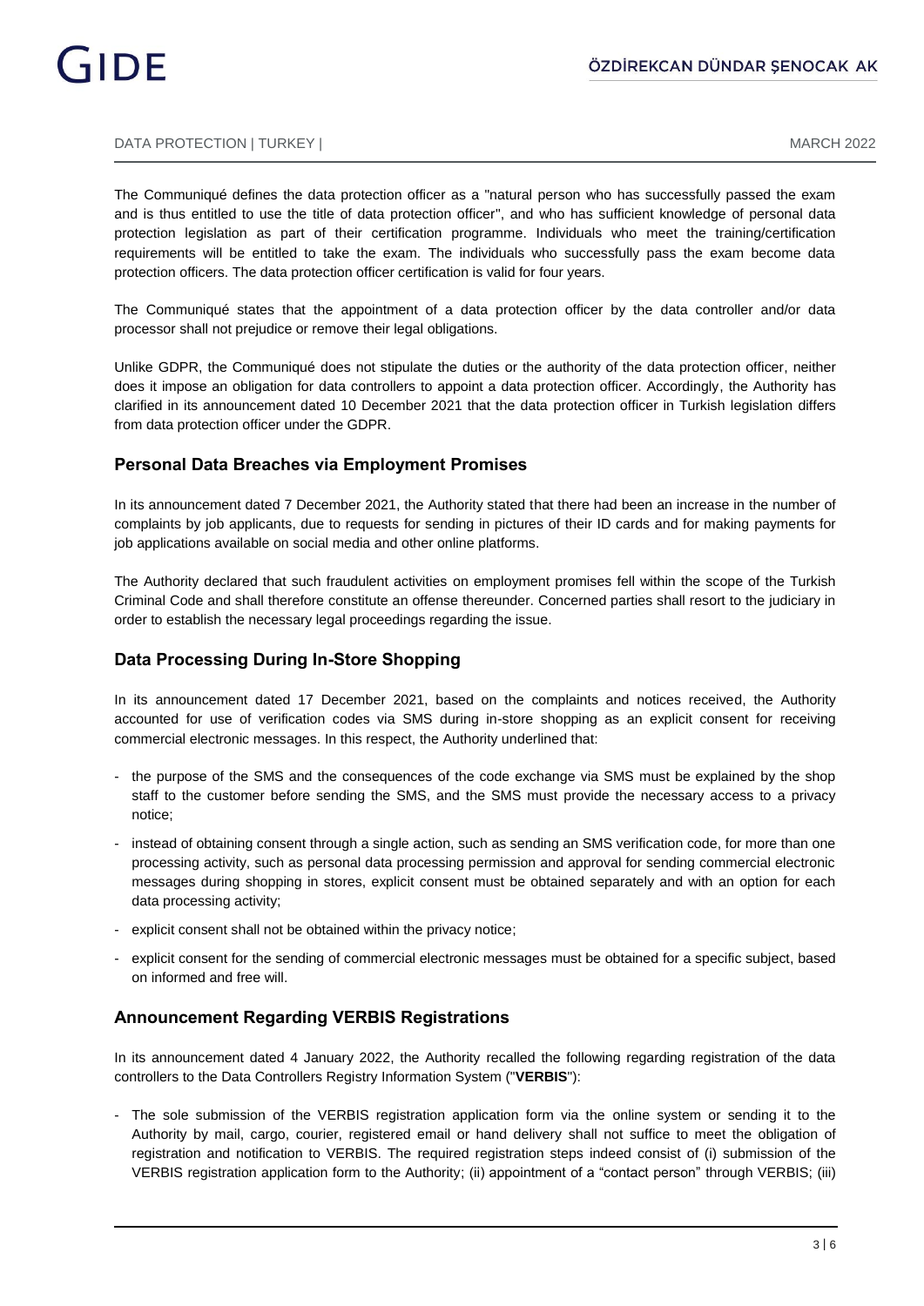The Communiqué defines the data protection officer as a "natural person who has successfully passed the exam and is thus entitled to use the title of data protection officer", and who has sufficient knowledge of personal data protection legislation as part of their certification programme. Individuals who meet the training/certification requirements will be entitled to take the exam. The individuals who successfully pass the exam become data protection officers. The data protection officer certification is valid for four years.

The Communiqué states that the appointment of a data protection officer by the data controller and/or data processor shall not prejudice or remove their legal obligations.

Unlike GDPR, the Communiqué does not stipulate the duties or the authority of the data protection officer, neither does it impose an obligation for data controllers to appoint a data protection officer. Accordingly, the Authority has clarified in its announcement dated 10 December 2021 that the data protection officer in Turkish legislation differs from data protection officer under the GDPR.

### Personal Data Breaches via Employment Promises

In its announcement dated 7 December 2021, the Authority stated that there had been an increase in the number of complaints by job applicants, due to requests for sending in pictures of their ID cards and for making payments for job applications available on social media and other online platforms.

The Authority declared that such fraudulent activities on employment promises fell within the scope of the Turkish Criminal Code and shall therefore constitute an offense thereunder. Concerned parties shall resort to the judiciary in order to establish the necessary legal proceedings regarding the issue.

### Data Processing During In-Store Shopping

In its announcement dated 17 December 2021, based on the complaints and notices received, the Authority accounted for use of verification codes via SMS during in-store shopping as an explicit consent for receiving commercial electronic messages. In this respect, the Authority underlined that:

- the purpose of the SMS and the consequences of the code exchange via SMS must be explained by the shop staff to the customer before sending the SMS, and the SMS must provide the necessary access to a privacy notice;
- instead of obtaining consent through a single action, such as sending an SMS verification code, for more than one processing activity, such as personal data processing permission and approval for sending commercial electronic messages during shopping in stores, explicit consent must be obtained separately and with an option for each data processing activity;
- explicit consent shall not be obtained within the privacy notice;
- explicit consent for the sending of commercial electronic messages must be obtained for a specific subject, based on informed and free will.

### Announcement Regarding VERBIS Registrations

In its announcement dated 4 January 2022, the Authority recalled the following regarding registration of the data controllers to the Data Controllers Registry Information System ("**VERBIS**"):

- The sole submission of the VERBIS registration application form via the online system or sending it to the Authority by mail, cargo, courier, registered email or hand delivery shall not suffice to meet the obligation of registration and notification to VERBIS. The required registration steps indeed consist of (i) submission of the VERBIS registration application form to the Authority; (ii) appointment of a "contact person" through VERBIS; (iii)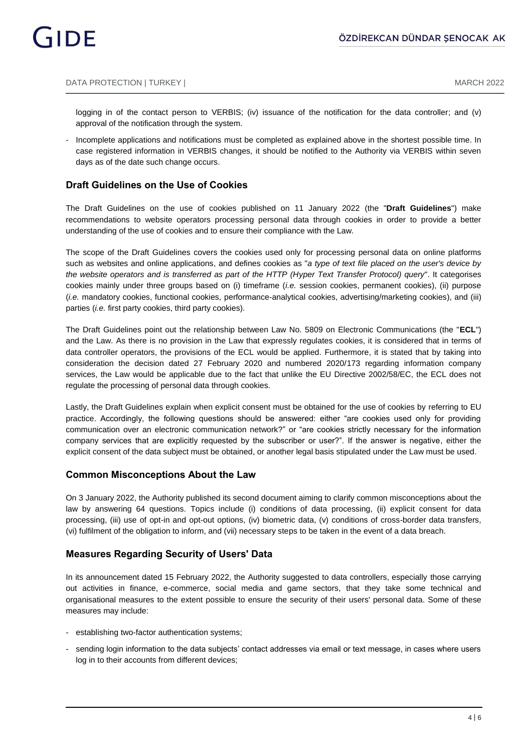logging in of the contact person to VERBIS; (iv) issuance of the notification for the data controller; and (v) approval of the notification through the system.

- Incomplete applications and notifications must be completed as explained above in the shortest possible time. In case registered information in VERBIS changes, it should be notified to the Authority via VERBIS within seven days as of the date such change occurs.

### Draft Guidelines on the Use of Cookies

The Draft Guidelines on the use of cookies published on 11 January 2022 (the "**Draft Guidelines**") make recommendations to website operators processing personal data through cookies in order to provide a better understanding of the use of cookies and to ensure their compliance with the Law.

The scope of the Draft Guidelines covers the cookies used only for processing personal data on online platforms such as websites and online applications, and defines cookies as "*a type of text file placed on the user's device by the website operators and is transferred as part of the HTTP (Hyper Text Transfer Protocol) query*". It categorises cookies mainly under three groups based on (i) timeframe (*i.e.* session cookies, permanent cookies), (ii) purpose (*i.e.* mandatory cookies, functional cookies, performance-analytical cookies, advertising/marketing cookies), and (iii) parties (*i.e.* first party cookies, third party cookies).

The Draft Guidelines point out the relationship between Law No. 5809 on Electronic Communications (the "**ECL**") and the Law. As there is no provision in the Law that expressly regulates cookies, it is considered that in terms of data controller operators, the provisions of the ECL would be applied. Furthermore, it is stated that by taking into consideration the decision dated 27 February 2020 and numbered 2020/173 regarding information company services, the Law would be applicable due to the fact that unlike the EU Directive 2002/58/EC, the ECL does not regulate the processing of personal data through cookies.

Lastly, the Draft Guidelines explain when explicit consent must be obtained for the use of cookies by referring to EU practice. Accordingly, the following questions should be answered: either "are cookies used only for providing communication over an electronic communication network?" or "are cookies strictly necessary for the information company services that are explicitly requested by the subscriber or user?". If the answer is negative, either the explicit consent of the data subject must be obtained, or another legal basis stipulated under the Law must be used.

### Common Misconceptions About the Law

On 3 January 2022, the Authority published its second document aiming to clarify common misconceptions about the law by answering 64 questions. Topics include (i) conditions of data processing, (ii) explicit consent for data processing, (iii) use of opt-in and opt-out options, (iv) biometric data, (v) conditions of cross-border data transfers, (vi) fulfilment of the obligation to inform, and (vii) necessary steps to be taken in the event of a data breach.

### Measures Regarding Security of Users' Data

In its announcement dated 15 February 2022, the Authority suggested to data controllers, especially those carrying out activities in finance, e-commerce, social media and game sectors, that they take some technical and organisational measures to the extent possible to ensure the security of their users' personal data. Some of these measures may include:

- establishing two-factor authentication systems;
- sending login information to the data subjects' contact addresses via email or text message, in cases where users log in to their accounts from different devices;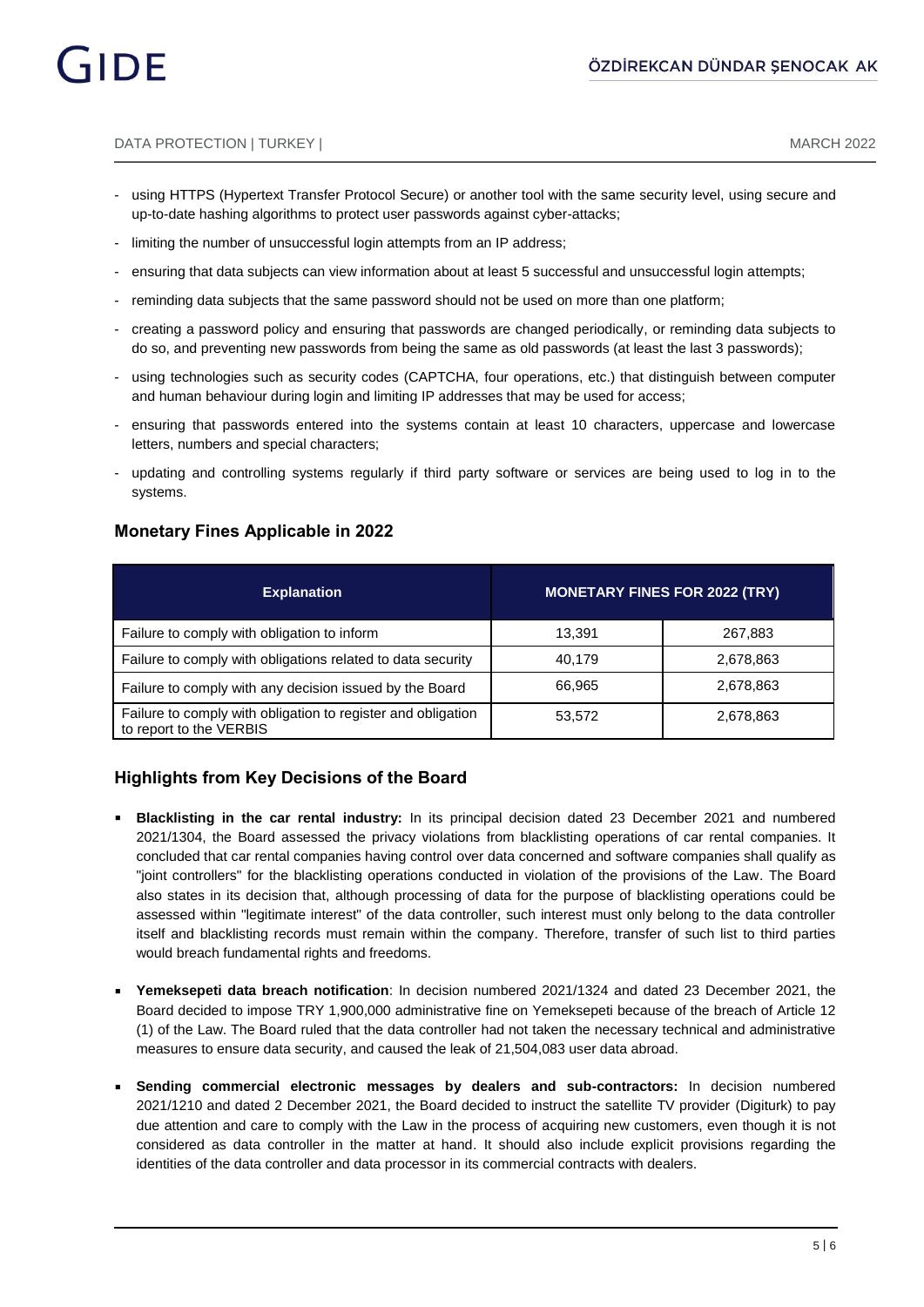- using HTTPS (Hypertext Transfer Protocol Secure) or another tool with the same security level, using secure and up-to-date hashing algorithms to protect user passwords against cyber-attacks;
- limiting the number of unsuccessful login attempts from an IP address;
- ensuring that data subjects can view information about at least 5 successful and unsuccessful login attempts;
- reminding data subjects that the same password should not be used on more than one platform;
- creating a password policy and ensuring that passwords are changed periodically, or reminding data subjects to do so, and preventing new passwords from being the same as old passwords (at least the last 3 passwords);
- using technologies such as security codes (CAPTCHA, four operations, etc.) that distinguish between computer and human behaviour during login and limiting IP addresses that may be used for access;
- ensuring that passwords entered into the systems contain at least 10 characters, uppercase and lowercase letters, numbers and special characters;
- updating and controlling systems regularly if third party software or services are being used to log in to the systems.

## Monetary Fines Applicable in 2022

| Explanation | MONETARY FINES FOR 2022 (TRY) | |
|---|---|---|
| Failure to comply with obligation to inform | 13,391 | 267,883 |
| Failure to comply with obligations related to data security | 40,179 | 2,678,863 |
| Failure to comply with any decision issued by the Board | 66,965 | 2,678,863 |
| Failure to comply with obligation to register and obligation to report to the VERBIS | 53,572 | 2,678,863 |

## Highlights from Key Decisions of the Board

- **Blacklisting in the car rental industry:** In its principal decision dated 23 December 2021 and numbered 2021/1304, the Board assessed the privacy violations from blacklisting operations of car rental companies. It concluded that car rental companies having control over data concerned and software companies shall qualify as "joint controllers" for the blacklisting operations conducted in violation of the provisions of the Law. The Board also states in its decision that, although processing of data for the purpose of blacklisting operations could be assessed within "legitimate interest" of the data controller, such interest must only belong to the data controller itself and blacklisting records must remain within the company. Therefore, transfer of such list to third parties would breach fundamental rights and freedoms.
- **Yemeksepeti data breach notification**: In decision numbered 2021/1324 and dated 23 December 2021, the Board decided to impose TRY 1,900,000 administrative fine on Yemeksepeti because of the breach of Article 12 (1) of the Law. The Board ruled that the data controller had not taken the necessary technical and administrative measures to ensure data security, and caused the leak of 21,504,083 user data abroad.
- **Sending commercial electronic messages by dealers and sub-contractors:** In decision numbered 2021/1210 and dated 2 December 2021, the Board decided to instruct the satellite TV provider (Digiturk) to pay due attention and care to comply with the Law in the process of acquiring new customers, even though it is not considered as data controller in the matter at hand. It should also include explicit provisions regarding the identities of the data controller and data processor in its commercial contracts with dealers.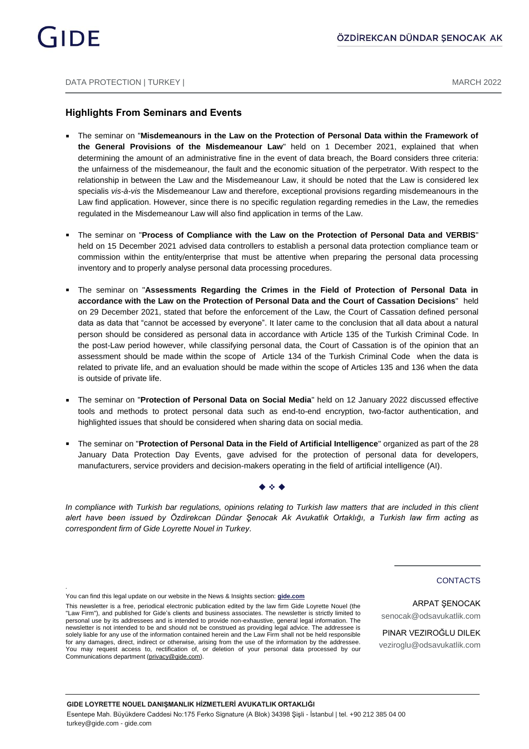## Highlights From Seminars and Events

- The seminar on "**Misdemeanours in the Law on the Protection of Personal Data within the Framework of the General Provisions of the Misdemeanour Law**" held on 1 December 2021, explained that when determining the amount of an administrative fine in the event of data breach, the Board considers three criteria: the unfairness of the misdemeanour, the fault and the economic situation of the perpetrator. With respect to the relationship in between the Law and the Misdemeanour Law, it should be noted that the Law is considered lex specialis *vis-à-vis* the Misdemeanour Law and therefore, exceptional provisions regarding misdemeanours in the Law find application. However, since there is no specific regulation regarding remedies in the Law, the remedies regulated in the Misdemeanour Law will also find application in terms of the Law.
- The seminar on "**Process of Compliance with the Law on the Protection of Personal Data and VERBIS**" held on 15 December 2021 advised data controllers to establish a personal data protection compliance team or commission within the entity/enterprise that must be attentive when preparing the personal data processing inventory and to properly analyse personal data processing procedures.
- The seminar on "**Assessments Regarding the Crimes in the Field of Protection of Personal Data in accordance with the Law on the Protection of Personal Data and the Court of Cassation Decisions**" held on 29 December 2021, stated that before the enforcement of the Law, the Court of Cassation defined personal data as data that "cannot be accessed by everyone". It later came to the conclusion that all data about a natural person should be considered as personal data in accordance with Article 135 of the Turkish Criminal Code. In the post-Law period however, while classifying personal data, the Court of Cassation is of the opinion that an assessment should be made within the scope of Article 134 of the Turkish Criminal Code when the data is related to private life, and an evaluation should be made within the scope of Articles 135 and 136 when the data is outside of private life.
- The seminar on "**Protection of Personal Data on Social Media**" held on 12 January 2022 discussed effective tools and methods to protect personal data such as end-to-end encryption, two-factor authentication, and highlighted issues that should be considered when sharing data on social media.
- The seminar on "**Protection of Personal Data in the Field of Artificial Intelligence**" organized as part of the 28 January Data Protection Day Events, gave advised for the protection of personal data for developers, manufacturers, service providers and decision-makers operating in the field of artificial intelligence (AI).

◆ ❖ ◆

*In compliance with Turkish bar regulations, opinions relating to Turkish law matters that are included in this client alert have been issued by Özdirekcan Dündar Şenocak Ak Avukatlık Ortaklığı, a Turkish law firm acting as correspondent firm of Gide Loyrette Nouel in Turkey.*

CONTACTS

ARPAT ŞENOCAK
senocak@odsavukatlik.com

PINAR VEZIROĞLU DILEK
veziroglu@odsavukatlik.com

You can find this legal update on our website in the News & Insights section: **gide.com**

This newsletter is a free, periodical electronic publication edited by the law firm Gide Loyrette Nouel (the "Law Firm"), and published for Gide's clients and business associates. The newsletter is strictly limited to personal use by its addressees and is intended to provide non-exhaustive, general legal information. The newsletter is not intended to be and should not be construed as providing legal advice. The addressee is solely liable for any use of the information contained herein and the Law Firm shall not be held responsible for any damages, direct, indirect or otherwise, arising from the use of the information by the addressee. You may request access to, rectification of, or deletion of your personal data processed by our Communications department (privacy@gide.com).

**GIDE LOYRETTE NOUEL DANIŞMANLIK HİZMETLERİ AVUKATLIK ORTAKLIĞI**
Esentepe Mah. Büyükdere Caddesi No:175 Ferko Signature (A Blok) 34398 Şişli - İstanbul | tel. +90 212 385 04 00
turkey@gide.com - gide.com